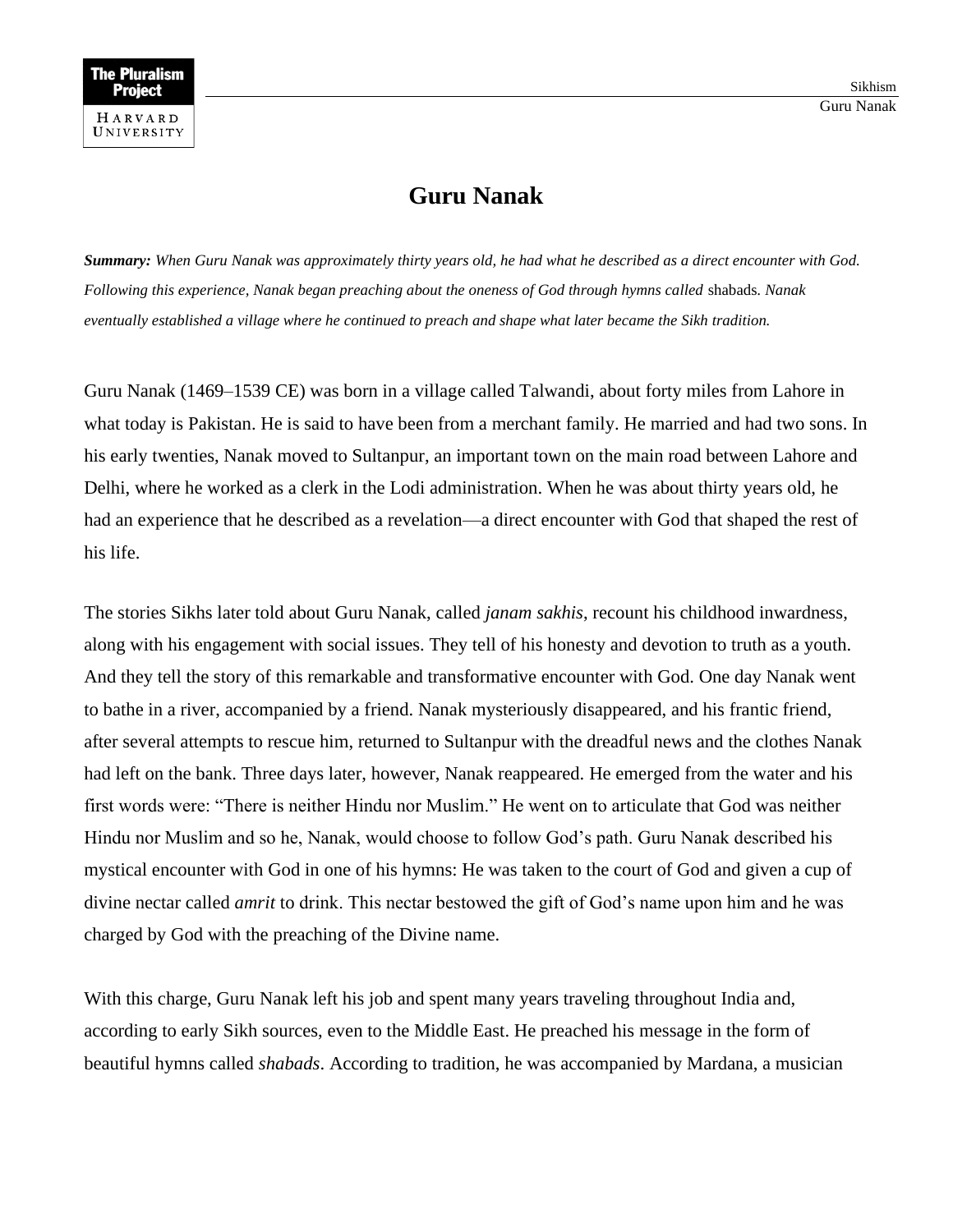# Guru Nanak

***Summary:** When Guru Nanak was approximately thirty years old, he had what he described as a direct encounter with God. Following this experience, Nanak began preaching about the oneness of God through hymns called* shabads*. Nanak eventually established a village where he continued to preach and shape what later became the Sikh tradition.*

Guru Nanak (1469–1539 CE) was born in a village called Talwandi, about forty miles from Lahore in what today is Pakistan. He is said to have been from a merchant family. He married and had two sons. In his early twenties, Nanak moved to Sultanpur, an important town on the main road between Lahore and Delhi, where he worked as a clerk in the Lodi administration. When he was about thirty years old, he had an experience that he described as a revelation—a direct encounter with God that shaped the rest of his life.

The stories Sikhs later told about Guru Nanak, called *janam sakhis*, recount his childhood inwardness, along with his engagement with social issues. They tell of his honesty and devotion to truth as a youth. And they tell the story of this remarkable and transformative encounter with God. One day Nanak went to bathe in a river, accompanied by a friend. Nanak mysteriously disappeared, and his frantic friend, after several attempts to rescue him, returned to Sultanpur with the dreadful news and the clothes Nanak had left on the bank. Three days later, however, Nanak reappeared. He emerged from the water and his first words were: "There is neither Hindu nor Muslim." He went on to articulate that God was neither Hindu nor Muslim and so he, Nanak, would choose to follow God's path. Guru Nanak described his mystical encounter with God in one of his hymns: He was taken to the court of God and given a cup of divine nectar called *amrit* to drink. This nectar bestowed the gift of God's name upon him and he was charged by God with the preaching of the Divine name.

With this charge, Guru Nanak left his job and spent many years traveling throughout India and, according to early Sikh sources, even to the Middle East. He preached his message in the form of beautiful hymns called *shabads*. According to tradition, he was accompanied by Mardana, a musician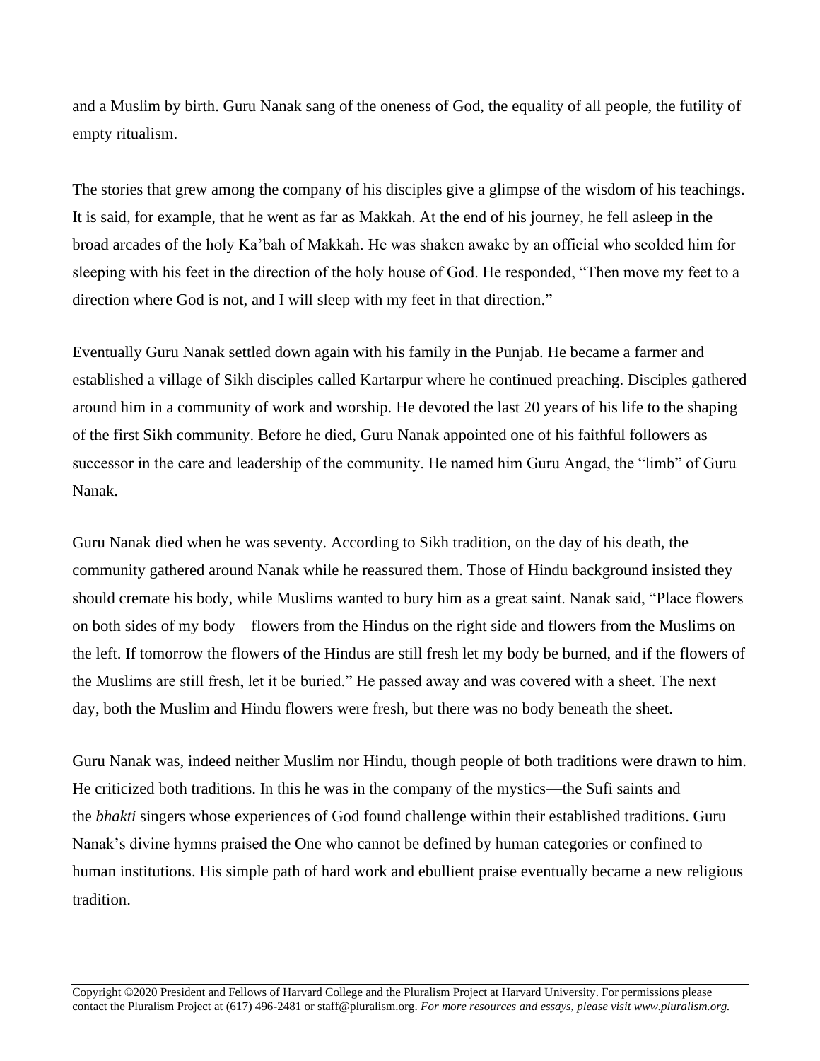and a Muslim by birth. Guru Nanak sang of the oneness of God, the equality of all people, the futility of empty ritualism.

The stories that grew among the company of his disciples give a glimpse of the wisdom of his teachings. It is said, for example, that he went as far as Makkah. At the end of his journey, he fell asleep in the broad arcades of the holy Ka'bah of Makkah. He was shaken awake by an official who scolded him for sleeping with his feet in the direction of the holy house of God. He responded, "Then move my feet to a direction where God is not, and I will sleep with my feet in that direction."

Eventually Guru Nanak settled down again with his family in the Punjab. He became a farmer and established a village of Sikh disciples called Kartarpur where he continued preaching. Disciples gathered around him in a community of work and worship. He devoted the last 20 years of his life to the shaping of the first Sikh community. Before he died, Guru Nanak appointed one of his faithful followers as successor in the care and leadership of the community. He named him Guru Angad, the "limb" of Guru Nanak.

Guru Nanak died when he was seventy. According to Sikh tradition, on the day of his death, the community gathered around Nanak while he reassured them. Those of Hindu background insisted they should cremate his body, while Muslims wanted to bury him as a great saint. Nanak said, "Place flowers on both sides of my body—flowers from the Hindus on the right side and flowers from the Muslims on the left. If tomorrow the flowers of the Hindus are still fresh let my body be burned, and if the flowers of the Muslims are still fresh, let it be buried." He passed away and was covered with a sheet. The next day, both the Muslim and Hindu flowers were fresh, but there was no body beneath the sheet.

Guru Nanak was, indeed neither Muslim nor Hindu, though people of both traditions were drawn to him. He criticized both traditions. In this he was in the company of the mystics—the Sufi saints and the *bhakti* singers whose experiences of God found challenge within their established traditions. Guru Nanak's divine hymns praised the One who cannot be defined by human categories or confined to human institutions. His simple path of hard work and ebullient praise eventually became a new religious tradition.

Copyright ©2020 President and Fellows of Harvard College and the Pluralism Project at Harvard University. For permissions please contact the Pluralism Project at (617) 496-2481 or staff@pluralism.org. *For more resources and essays, please visit www.pluralism.org.*